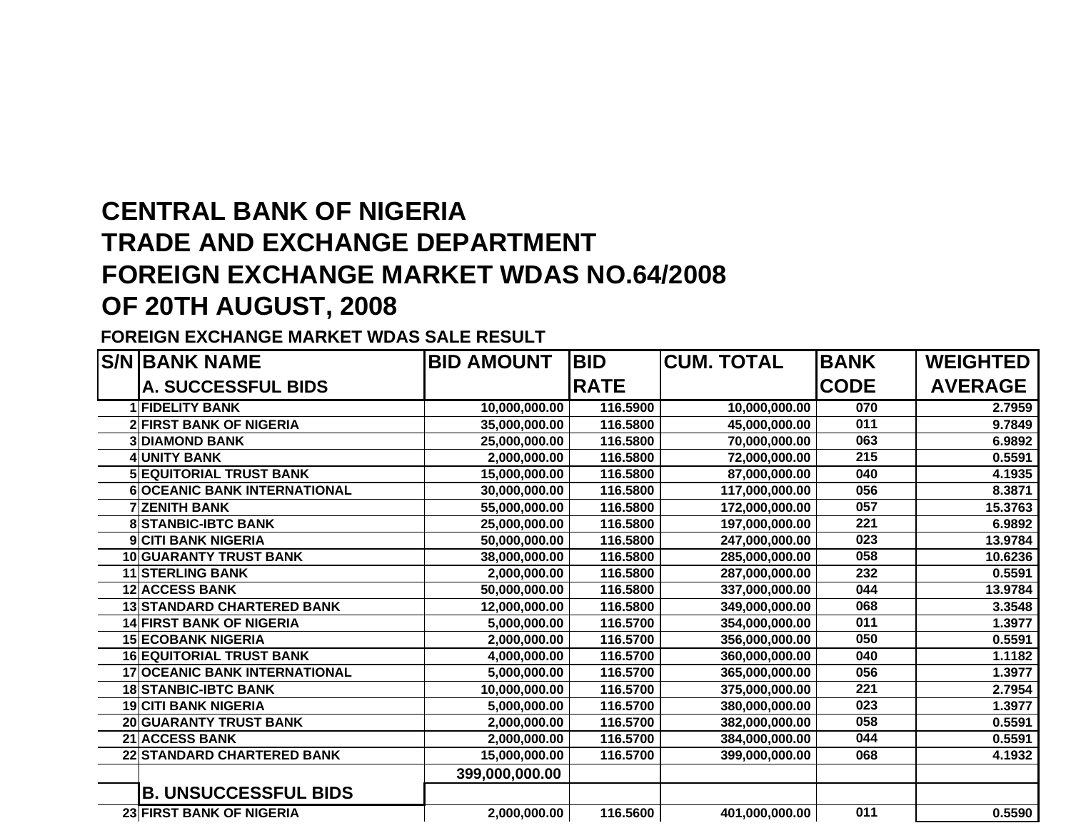# CENTRAL BANK OF NIGERIA
# TRADE AND EXCHANGE DEPARTMENT
# FOREIGN EXCHANGE MARKET WDAS NO.64/2008
# OF 20TH AUGUST, 2008

**FOREIGN EXCHANGE MARKET WDAS SALE RESULT**

| S/N | BANK NAME | BID AMOUNT | BID RATE | CUM. TOTAL | BANK CODE | WEIGHTED AVERAGE |
|---|---|---|---|---|---|---|
| | **A. SUCCESSFUL BIDS** | | | | | |
| 1 | FIDELITY BANK | 10,000,000.00 | 116.5900 | 10,000,000.00 | 070 | 2.7959 |
| 2 | FIRST BANK OF NIGERIA | 35,000,000.00 | 116.5800 | 45,000,000.00 | 011 | 9.7849 |
| 3 | DIAMOND BANK | 25,000,000.00 | 116.5800 | 70,000,000.00 | 063 | 6.9892 |
| 4 | UNITY BANK | 2,000,000.00 | 116.5800 | 72,000,000.00 | 215 | 0.5591 |
| 5 | EQUITORIAL TRUST BANK | 15,000,000.00 | 116.5800 | 87,000,000.00 | 040 | 4.1935 |
| 6 | OCEANIC BANK INTERNATIONAL | 30,000,000.00 | 116.5800 | 117,000,000.00 | 056 | 8.3871 |
| 7 | ZENITH BANK | 55,000,000.00 | 116.5800 | 172,000,000.00 | 057 | 15.3763 |
| 8 | STANBIC-IBTC BANK | 25,000,000.00 | 116.5800 | 197,000,000.00 | 221 | 6.9892 |
| 9 | CITI BANK NIGERIA | 50,000,000.00 | 116.5800 | 247,000,000.00 | 023 | 13.9784 |
| 10 | GUARANTY TRUST BANK | 38,000,000.00 | 116.5800 | 285,000,000.00 | 058 | 10.6236 |
| 11 | STERLING BANK | 2,000,000.00 | 116.5800 | 287,000,000.00 | 232 | 0.5591 |
| 12 | ACCESS BANK | 50,000,000.00 | 116.5800 | 337,000,000.00 | 044 | 13.9784 |
| 13 | STANDARD CHARTERED BANK | 12,000,000.00 | 116.5800 | 349,000,000.00 | 068 | 3.3548 |
| 14 | FIRST BANK OF NIGERIA | 5,000,000.00 | 116.5700 | 354,000,000.00 | 011 | 1.3977 |
| 15 | ECOBANK NIGERIA | 2,000,000.00 | 116.5700 | 356,000,000.00 | 050 | 0.5591 |
| 16 | EQUITORIAL TRUST BANK | 4,000,000.00 | 116.5700 | 360,000,000.00 | 040 | 1.1182 |
| 17 | OCEANIC BANK INTERNATIONAL | 5,000,000.00 | 116.5700 | 365,000,000.00 | 056 | 1.3977 |
| 18 | STANBIC-IBTC BANK | 10,000,000.00 | 116.5700 | 375,000,000.00 | 221 | 2.7954 |
| 19 | CITI BANK NIGERIA | 5,000,000.00 | 116.5700 | 380,000,000.00 | 023 | 1.3977 |
| 20 | GUARANTY TRUST BANK | 2,000,000.00 | 116.5700 | 382,000,000.00 | 058 | 0.5591 |
| 21 | ACCESS BANK | 2,000,000.00 | 116.5700 | 384,000,000.00 | 044 | 0.5591 |
| 22 | STANDARD CHARTERED BANK | 15,000,000.00 | 116.5700 | 399,000,000.00 | 068 | 4.1932 |
| | | 399,000,000.00 | | | | |
| | **B. UNSUCCESSFUL BIDS** | | | | | |
| 23 | FIRST BANK OF NIGERIA | 2,000,000.00 | 116.5600 | 401,000,000.00 | 011 | 0.5590 |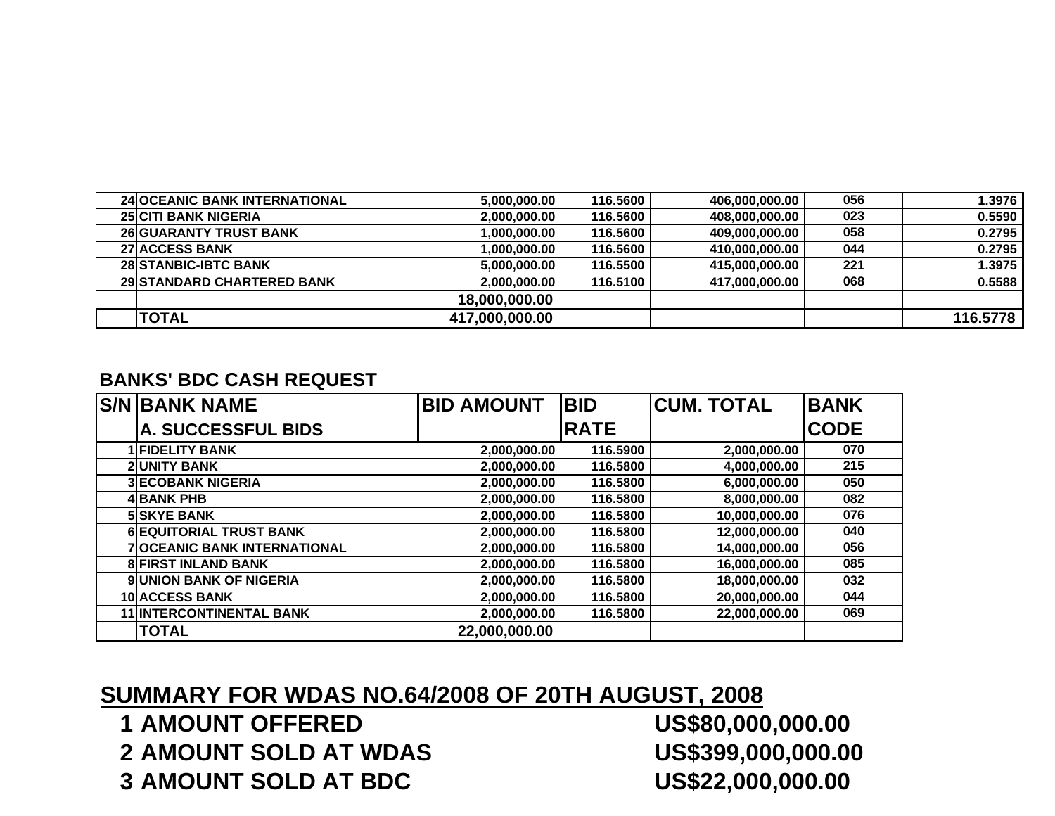| | | | | | | |
|---|---|---|---|---|---|---|
| 24 | OCEANIC BANK INTERNATIONAL | 5,000,000.00 | 116.5600 | 406,000,000.00 | 056 | 1.3976 |
| 25 | CITI BANK NIGERIA | 2,000,000.00 | 116.5600 | 408,000,000.00 | 023 | 0.5590 |
| 26 | GUARANTY TRUST BANK | 1,000,000.00 | 116.5600 | 409,000,000.00 | 058 | 0.2795 |
| 27 | ACCESS BANK | 1,000,000.00 | 116.5600 | 410,000,000.00 | 044 | 0.2795 |
| 28 | STANBIC-IBTC BANK | 5,000,000.00 | 116.5500 | 415,000,000.00 | 221 | 1.3975 |
| 29 | STANDARD CHARTERED BANK | 2,000,000.00 | 116.5100 | 417,000,000.00 | 068 | 0.5588 |
| | | 18,000,000.00 | | | | |
| | TOTAL | 417,000,000.00 | | | | 116.5778 |

**BANKS' BDC CASH REQUEST**

| S/N | BANK NAME<br>A. SUCCESSFUL BIDS | BID AMOUNT | BID RATE | CUM. TOTAL | BANK CODE |
|---|---|---|---|---|---|
| 1 | FIDELITY BANK | 2,000,000.00 | 116.5900 | 2,000,000.00 | 070 |
| 2 | UNITY BANK | 2,000,000.00 | 116.5800 | 4,000,000.00 | 215 |
| 3 | ECOBANK NIGERIA | 2,000,000.00 | 116.5800 | 6,000,000.00 | 050 |
| 4 | BANK PHB | 2,000,000.00 | 116.5800 | 8,000,000.00 | 082 |
| 5 | SKYE BANK | 2,000,000.00 | 116.5800 | 10,000,000.00 | 076 |
| 6 | EQUITORIAL TRUST BANK | 2,000,000.00 | 116.5800 | 12,000,000.00 | 040 |
| 7 | OCEANIC BANK INTERNATIONAL | 2,000,000.00 | 116.5800 | 14,000,000.00 | 056 |
| 8 | FIRST INLAND BANK | 2,000,000.00 | 116.5800 | 16,000,000.00 | 085 |
| 9 | UNION BANK OF NIGERIA | 2,000,000.00 | 116.5800 | 18,000,000.00 | 032 |
| 10 | ACCESS BANK | 2,000,000.00 | 116.5800 | 20,000,000.00 | 044 |
| 11 | INTERCONTINENTAL BANK | 2,000,000.00 | 116.5800 | 22,000,000.00 | 069 |
| | TOTAL | 22,000,000.00 | | | |

## SUMMARY FOR WDAS NO.64/2008 OF 20TH AUGUST, 2008

| | | |
|---|---|---|
| 1 | AMOUNT OFFERED | US$80,000,000.00 |
| 2 | AMOUNT SOLD AT WDAS | US$399,000,000.00 |
| 3 | AMOUNT SOLD AT BDC | US$22,000,000.00 |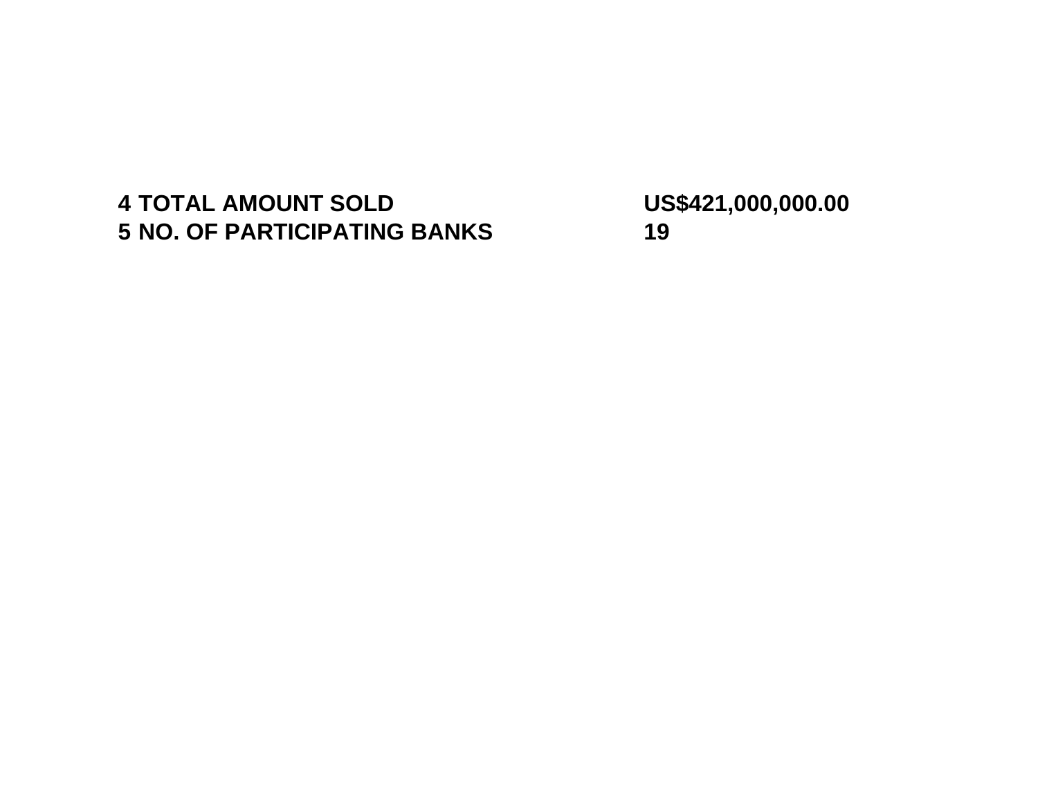| | |
|---|---|
| **4 TOTAL AMOUNT SOLD** | **US$421,000,000.00** |
| **5 NO. OF PARTICIPATING BANKS** | **19** |